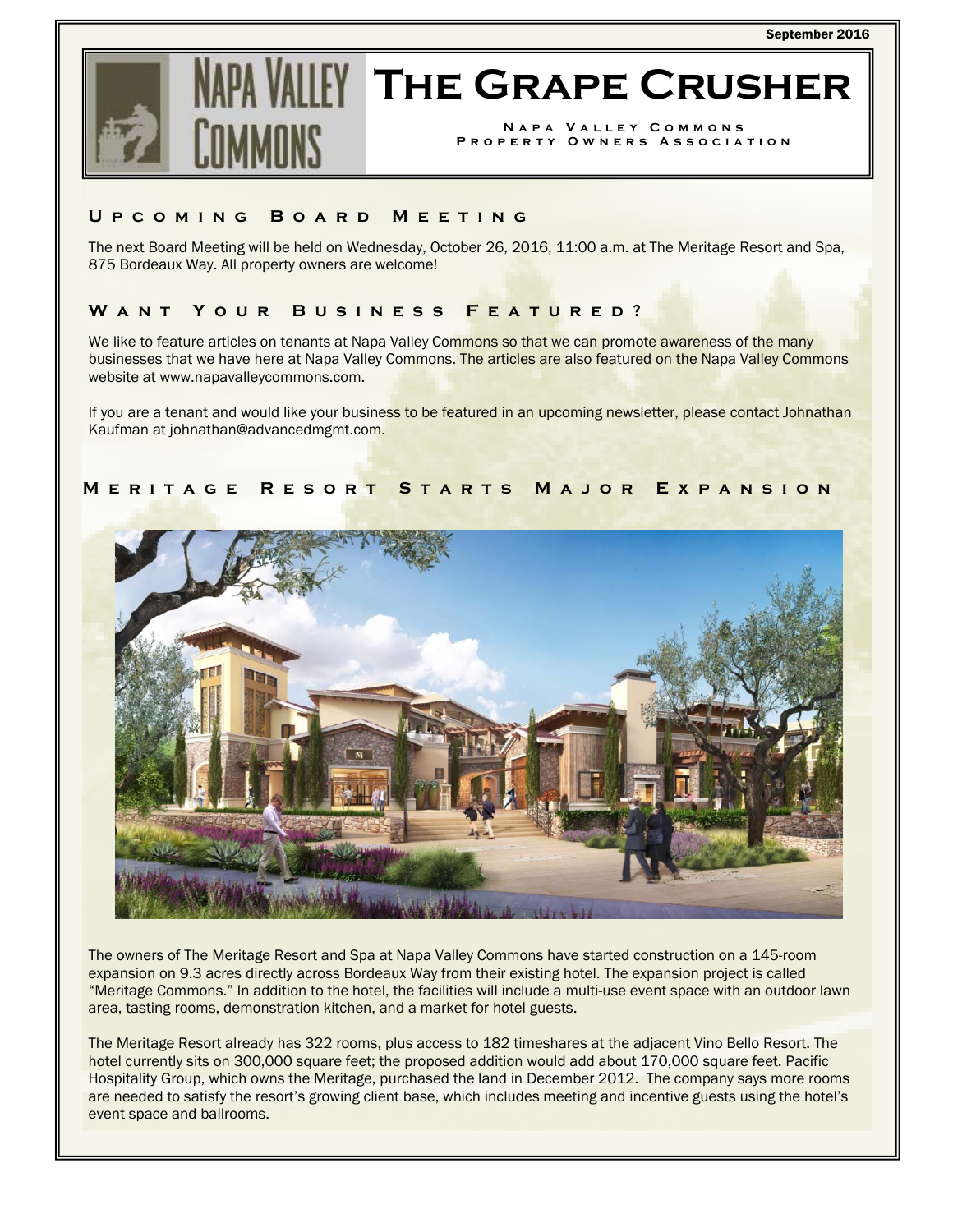September 2016

# The Grape Crusher

Napa Valley Commons Property Owners Association

## Upcoming Board Meeting

The next Board Meeting will be held on Wednesday, October 26, 2016, 11:00 a.m. at The Meritage Resort and Spa, 875 Bordeaux Way. All property owners are welcome!

## Want Your Business Featured?

We like to feature articles on tenants at Napa Valley Commons so that we can promote awareness of the many businesses that we have here at Napa Valley Commons. The articles are also featured on the Napa Valley Commons website at www.napavalleycommons.com.

If you are a tenant and would like your business to be featured in an upcoming newsletter, please contact Johnathan Kaufman at johnathan@advancedmgmt.com.

## Meritage Resort Starts Major Expansion

The owners of The Meritage Resort and Spa at Napa Valley Commons have started construction on a 145-room expansion on 9.3 acres directly across Bordeaux Way from their existing hotel. The expansion project is called "Meritage Commons." In addition to the hotel, the facilities will include a multi-use event space with an outdoor lawn area, tasting rooms, demonstration kitchen, and a market for hotel guests.

The Meritage Resort already has 322 rooms, plus access to 182 timeshares at the adjacent Vino Bello Resort. The hotel currently sits on 300,000 square feet; the proposed addition would add about 170,000 square feet. Pacific Hospitality Group, which owns the Meritage, purchased the land in December 2012. The company says more rooms are needed to satisfy the resort's growing client base, which includes meeting and incentive guests using the hotel's event space and ballrooms.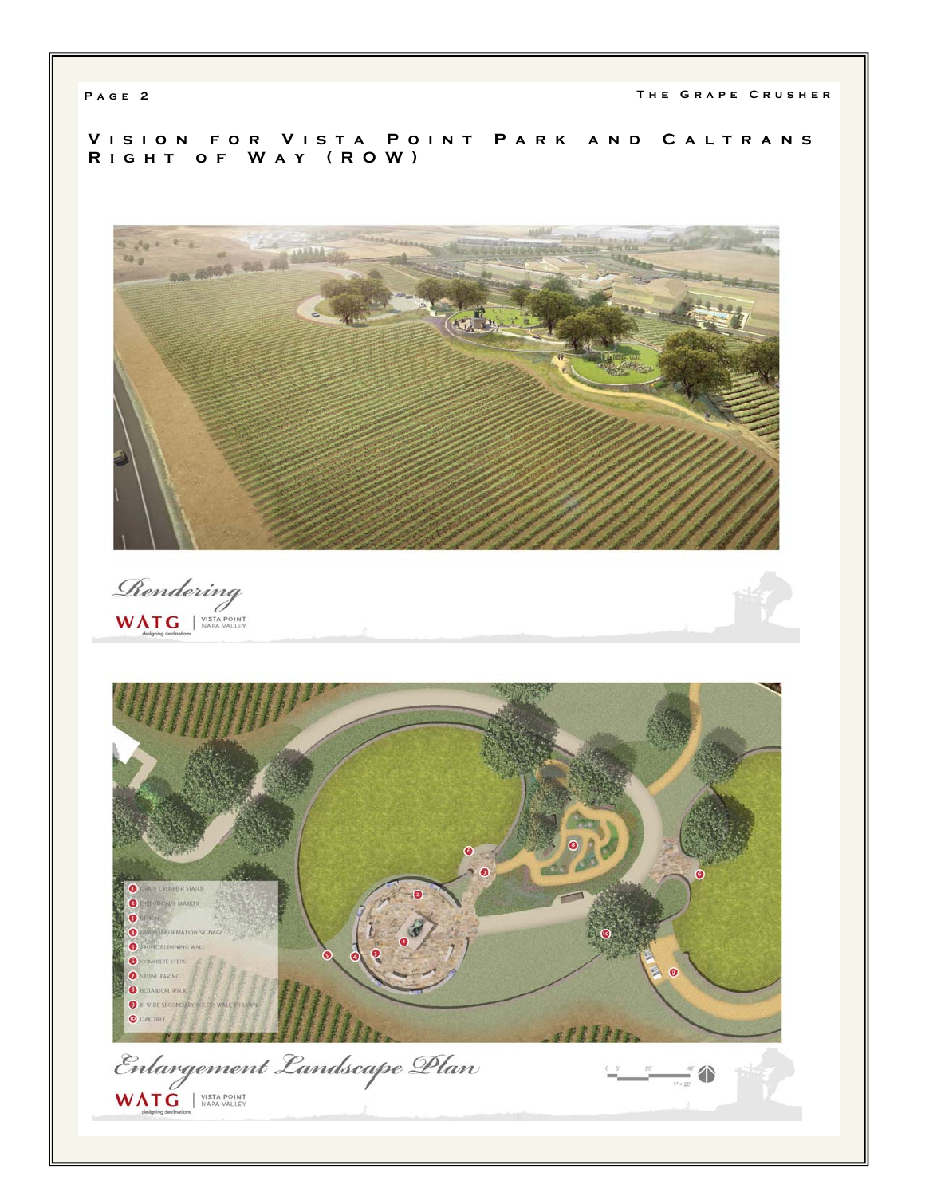# Vision for Vista Point Park and Caltrans Right of Way (ROW)

*Rendering*

WATG | VISTA POINT NAPA VALLEY

designing destinations

1. GRAPE CRUSHER STATUE
2. HISTORICAL MARKER
3. BENCH
4. GRAPE INFORMATION SIGNAGE
5. STONE RETAINING WALL
6. CONCRETE STEPS
7. STONE PAVING
8. BOTANICAL WALK
9. 8' WIDE SECONDARY ACCESS WALK TO LAWN
10. OAK TREE

*Enlargement Landscape Plan*

0 5' 20' 40'

1" = 20'

WATG | VISTA POINT NAPA VALLEY

designing destinations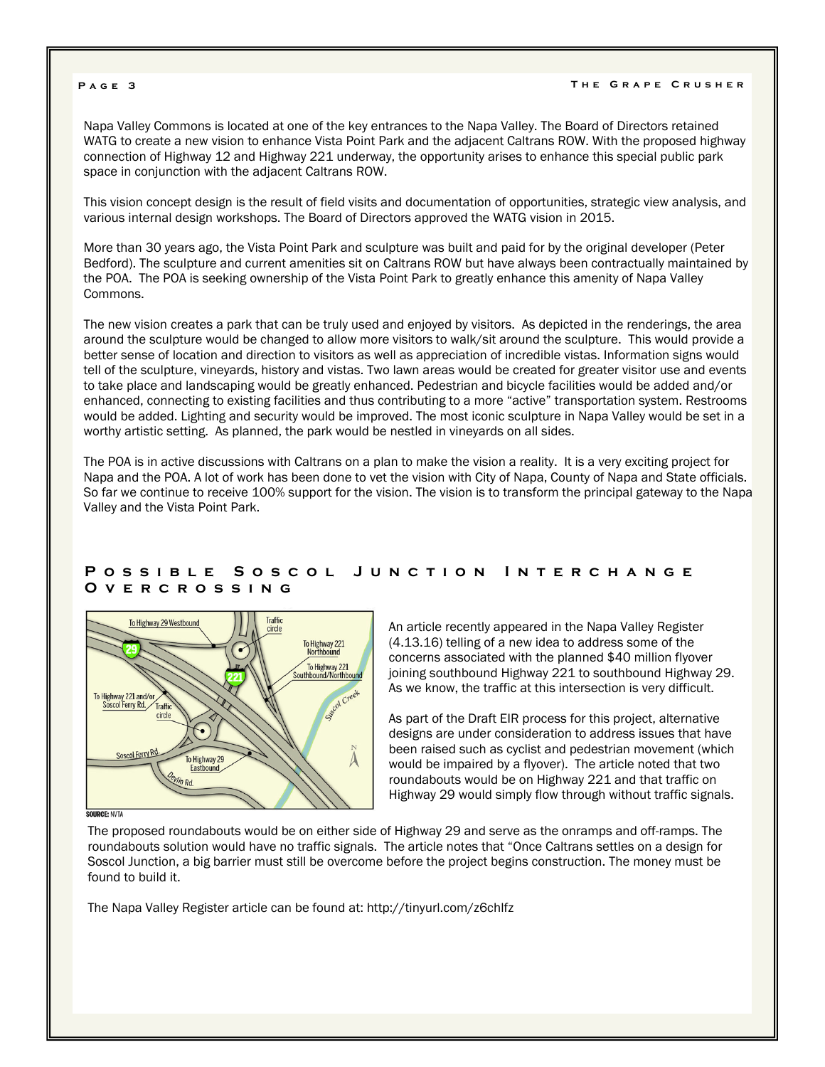Napa Valley Commons is located at one of the key entrances to the Napa Valley. The Board of Directors retained WATG to create a new vision to enhance Vista Point Park and the adjacent Caltrans ROW. With the proposed highway connection of Highway 12 and Highway 221 underway, the opportunity arises to enhance this special public park space in conjunction with the adjacent Caltrans ROW.

This vision concept design is the result of field visits and documentation of opportunities, strategic view analysis, and various internal design workshops. The Board of Directors approved the WATG vision in 2015.

More than 30 years ago, the Vista Point Park and sculpture was built and paid for by the original developer (Peter Bedford). The sculpture and current amenities sit on Caltrans ROW but have always been contractually maintained by the POA. The POA is seeking ownership of the Vista Point Park to greatly enhance this amenity of Napa Valley Commons.

The new vision creates a park that can be truly used and enjoyed by visitors. As depicted in the renderings, the area around the sculpture would be changed to allow more visitors to walk/sit around the sculpture. This would provide a better sense of location and direction to visitors as well as appreciation of incredible vistas. Information signs would tell of the sculpture, vineyards, history and vistas. Two lawn areas would be created for greater visitor use and events to take place and landscaping would be greatly enhanced. Pedestrian and bicycle facilities would be added and/or enhanced, connecting to existing facilities and thus contributing to a more "active" transportation system. Restrooms would be added. Lighting and security would be improved. The most iconic sculpture in Napa Valley would be set in a worthy artistic setting. As planned, the park would be nestled in vineyards on all sides.

The POA is in active discussions with Caltrans on a plan to make the vision a reality. It is a very exciting project for Napa and the POA. A lot of work has been done to vet the vision with City of Napa, County of Napa and State officials. So far we continue to receive 100% support for the vision. The vision is to transform the principal gateway to the Napa Valley and the Vista Point Park.

## Possible Soscol Junction Interchange Overcrossing

To Highway 29 Westbound · Traffic circle · To Highway 221 Northbound · To Highway 221 Southbound/Northbound · Soscol Creek · To Highway 221 and/or Soscol Ferry Rd. · Traffic circle · Soscol Ferry Rd. · To Highway 29 Eastbound · Devlin Rd. · N

SOURCE: NVTA

An article recently appeared in the Napa Valley Register (4.13.16) telling of a new idea to address some of the concerns associated with the planned $40 million flyover joining southbound Highway 221 to southbound Highway 29. As we know, the traffic at this intersection is very difficult.

As part of the Draft EIR process for this project, alternative designs are under consideration to address issues that have been raised such as cyclist and pedestrian movement (which would be impaired by a flyover). The article noted that two roundabouts would be on Highway 221 and that traffic on Highway 29 would simply flow through without traffic signals.

The proposed roundabouts would be on either side of Highway 29 and serve as the onramps and off-ramps. The roundabouts solution would have no traffic signals. The article notes that "Once Caltrans settles on a design for Soscol Junction, a big barrier must still be overcome before the project begins construction. The money must be found to build it.

The Napa Valley Register article can be found at: http://tinyurl.com/z6chlfz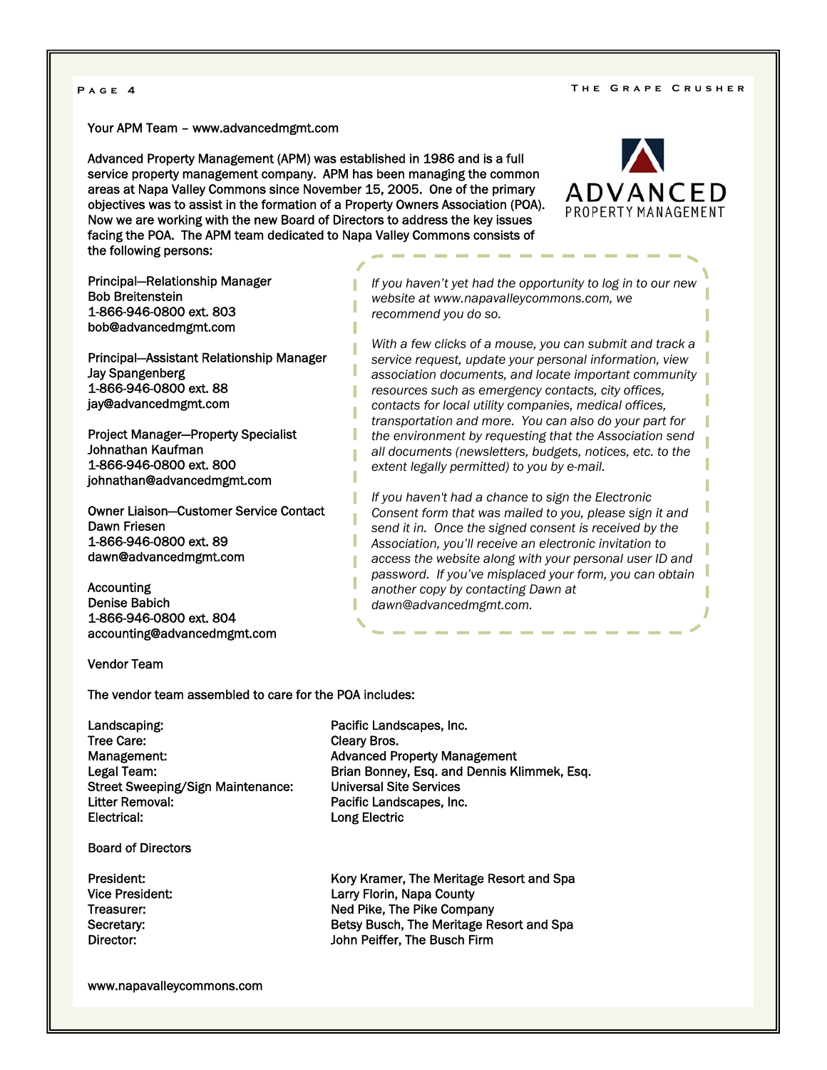Your APM Team – www.advancedmgmt.com

Advanced Property Management (APM) was established in 1986 and is a full service property management company. APM has been managing the common areas at Napa Valley Commons since November 15, 2005. One of the primary objectives was to assist in the formation of a Property Owners Association (POA). Now we are working with the new Board of Directors to address the key issues facing the POA. The APM team dedicated to Napa Valley Commons consists of the following persons:

ADVANCED
PROPERTY MANAGEMENT

Principal—Relationship Manager
Bob Breitenstein
1-866-946-0800 ext. 803
bob@advancedmgmt.com

Principal—Assistant Relationship Manager
Jay Spangenberg
1-866-946-0800 ext. 88
jay@advancedmgmt.com

Project Manager—Property Specialist
Johnathan Kaufman
1-866-946-0800 ext. 800
johnathan@advancedmgmt.com

Owner Liaison—Customer Service Contact
Dawn Friesen
1-866-946-0800 ext. 89
dawn@advancedmgmt.com

Accounting
Denise Babich
1-866-946-0800 ext. 804
accounting@advancedmgmt.com

*If you haven't yet had the opportunity to log in to our new website at www.napavalleycommons.com, we recommend you do so.*

*With a few clicks of a mouse, you can submit and track a service request, update your personal information, view association documents, and locate important community resources such as emergency contacts, city offices, contacts for local utility companies, medical offices, transportation and more. You can also do your part for the environment by requesting that the Association send all documents (newsletters, budgets, notices, etc. to the extent legally permitted) to you by e-mail.*

*If you haven't had a chance to sign the Electronic Consent form that was mailed to you, please sign it and send it in. Once the signed consent is received by the Association, you'll receive an electronic invitation to access the website along with your personal user ID and password. If you've misplaced your form, you can obtain another copy by contacting Dawn at dawn@advancedmgmt.com.*

Vendor Team

The vendor team assembled to care for the POA includes:

| | |
|---|---|
| Landscaping: | Pacific Landscapes, Inc. |
| Tree Care: | Cleary Bros. |
| Management: | Advanced Property Management |
| Legal Team: | Brian Bonney, Esq. and Dennis Klimmek, Esq. |
| Street Sweeping/Sign Maintenance: | Universal Site Services |
| Litter Removal: | Pacific Landscapes, Inc. |
| Electrical: | Long Electric |

Board of Directors

| | |
|---|---|
| President: | Kory Kramer, The Meritage Resort and Spa |
| Vice President: | Larry Florin, Napa County |
| Treasurer: | Ned Pike, The Pike Company |
| Secretary: | Betsy Busch, The Meritage Resort and Spa |
| Director: | John Peiffer, The Busch Firm |

www.napavalleycommons.com